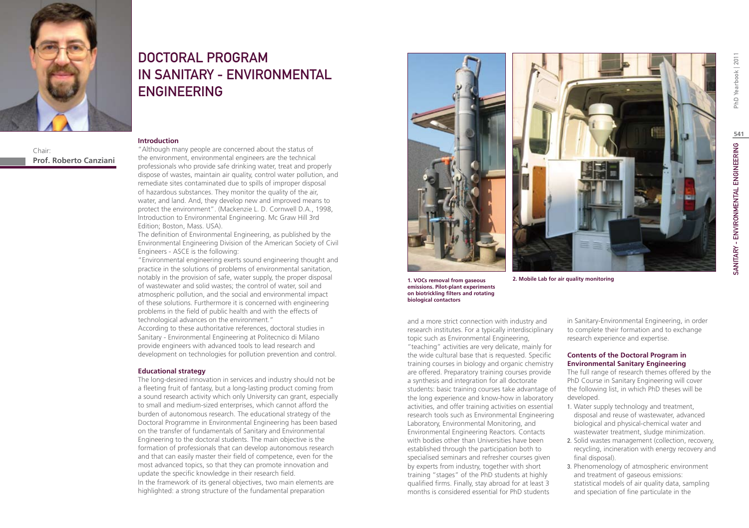# DOCTORAL PROGRAM IN SANITARY - ENVIRONMENTAL ENGINEERING

Chair:
**Prof. Roberto Canziani**

### Introduction

"Although many people are concerned about the status of the environment, environmental engineers are the technical professionals who provide safe drinking water, treat and properly dispose of wastes, maintain air quality, control water pollution, and remediate sites contaminated due to spills of improper disposal of hazardous substances. They monitor the quality of the air, water, and land. And, they develop new and improved means to protect the environment". (Mackenzie L. D. Cornwell D.A., 1998, Introduction to Environmental Engineering. Mc Graw Hill 3rd Edition; Boston, Mass. USA).

The definition of Environmental Engineering, as published by the Environmental Engineering Division of the American Society of Civil Engineers - ASCE is the following:

"Environmental engineering exerts sound engineering thought and practice in the solutions of problems of environmental sanitation, notably in the provision of safe, water supply, the proper disposal of wastewater and solid wastes; the control of water, soil and atmospheric pollution, and the social and environmental impact of these solutions. Furthermore it is concerned with engineering problems in the field of public health and with the effects of technological advances on the environment."

According to these authoritative references, doctoral studies in Sanitary - Environmental Engineering at Politecnico di Milano provide engineers with advanced tools to lead research and development on technologies for pollution prevention and control.

### Educational strategy

The long-desired innovation in services and industry should not be a fleeting fruit of fantasy, but a long-lasting product coming from a sound research activity which only University can grant, especially to small and medium-sized enterprises, which cannot afford the burden of autonomous research. The educational strategy of the Doctoral Programme in Environmental Engineering has been based on the transfer of fundamentals of Sanitary and Environmental Engineering to the doctoral students. The main objective is the formation of professionals that can develop autonomous research and that can easily master their field of competence, even for the most advanced topics, so that they can promote innovation and update the specific knowledge in their research field.

In the framework of its general objectives, two main elements are highlighted: a strong structure of the fundamental preparation and a more strict connection with industry and research institutes. For a typically interdisciplinary topic such as Environmental Engineering, "teaching" activities are very delicate, mainly for the wide cultural base that is requested. Specific training courses in biology and organic chemistry are offered. Preparatory training courses provide a synthesis and integration for all doctorate students: basic training courses take advantage of the long experience and know-how in laboratory activities, and offer training activities on essential research tools such as Environmental Engineering Laboratory, Environmental Monitoring, and Environmental Engineering Reactors. Contacts with bodies other than Universities have been established through the participation both to specialised seminars and refresher courses given by experts from industry, together with short training "stages" of the PhD students at highly qualified firms. Finally, stay abroad for at least 3 months is considered essential for PhD students in Sanitary-Environmental Engineering, in order to complete their formation and to exchange research experience and expertise.

**1. VOCs removal from gaseous emissions. Pilot-plant experiments on biotrickling filters and rotating biological contactors**

**2. Mobile Lab for air quality monitoring**

### Contents of the Doctoral Program in Environmental Sanitary Engineering

The full range of research themes offered by the PhD Course in Sanitary Engineering will cover the following list, in which PhD theses will be developed.

1. Water supply technology and treatment, disposal and reuse of wastewater, advanced biological and physical-chemical water and wastewater treatment, sludge minimization.
2. Solid wastes management (collection, recovery, recycling, incineration with energy recovery and final disposal).
3. Phenomenology of atmospheric environment and treatment of gaseous emissions: statistical models of air quality data, sampling and speciation of fine particulate in the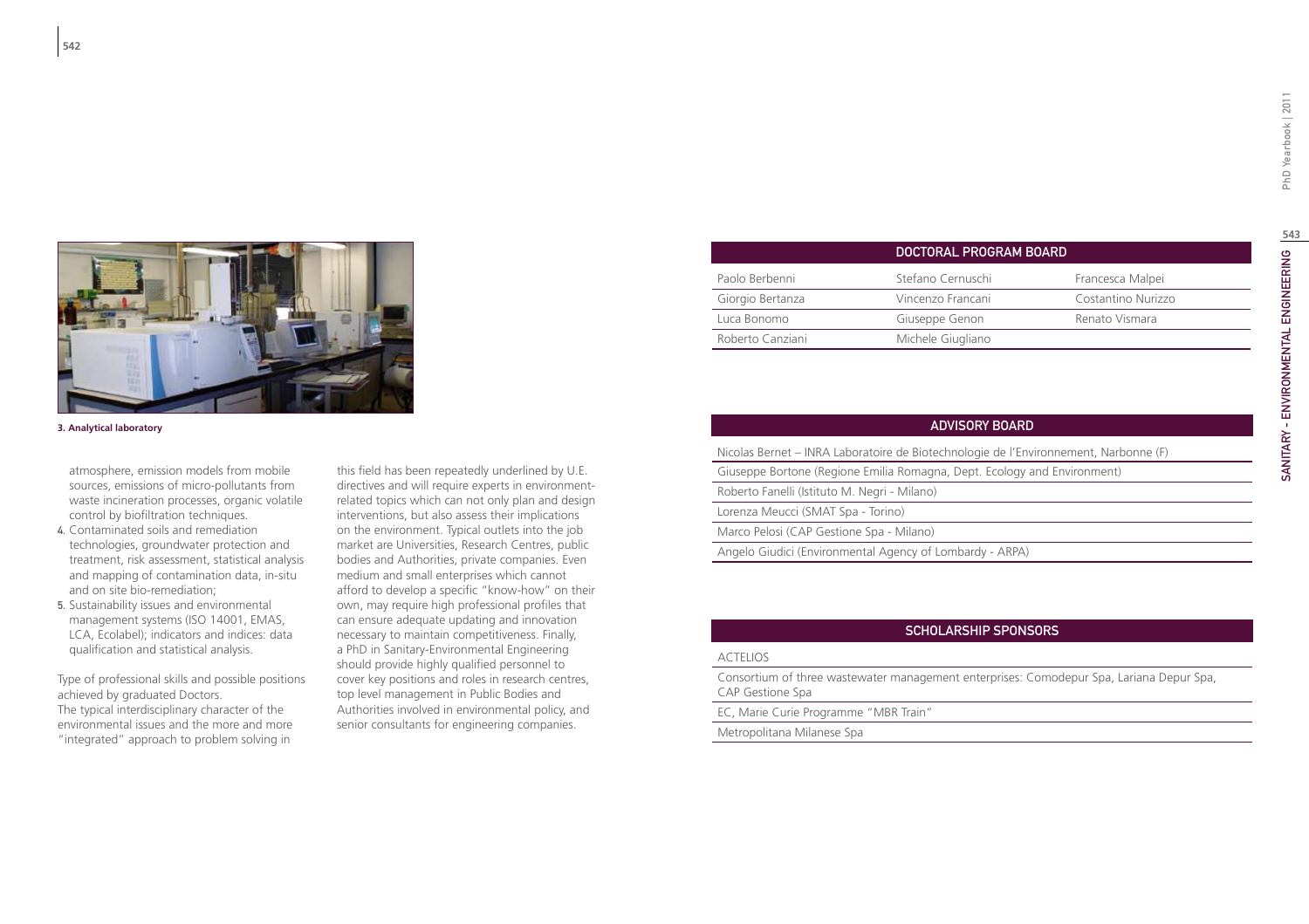3. Analytical laboratory

atmosphere, emission models from mobile sources, emissions of micro-pollutants from waste incineration processes, organic volatile control by biofiltration techniques.

4. Contaminated soils and remediation technologies, groundwater protection and treatment, risk assessment, statistical analysis and mapping of contamination data, in-situ and on site bio-remediation;
5. Sustainability issues and environmental management systems (ISO 14001, EMAS, LCA, Ecolabel); indicators and indices: data qualification and statistical analysis.

Type of professional skills and possible positions achieved by graduated Doctors.
The typical interdisciplinary character of the environmental issues and the more and more "integrated" approach to problem solving in this field has been repeatedly underlined by U.E. directives and will require experts in environment-related topics which can not only plan and design interventions, but also assess their implications on the environment. Typical outlets into the job market are Universities, Research Centres, public bodies and Authorities, private companies. Even medium and small enterprises which cannot afford to develop a specific "know-how" on their own, may require high professional profiles that can ensure adequate updating and innovation necessary to maintain competitiveness. Finally, a PhD in Sanitary-Environmental Engineering should provide highly qualified personnel to cover key positions and roles in research centres, top level management in Public Bodies and Authorities involved in environmental policy, and senior consultants for engineering companies.

| DOCTORAL PROGRAM BOARD | | |
|---|---|---|
| Paolo Berbenni | Stefano Cernuschi | Francesca Malpei |
| Giorgio Bertanza | Vincenzo Francani | Costantino Nurizzo |
| Luca Bonomo | Giuseppe Genon | Renato Vismara |
| Roberto Canziani | Michele Giugliano | |

| ADVISORY BOARD |
|---|
| Nicolas Bernet – INRA Laboratoire de Biotechnologie de l'Environnement, Narbonne (F) |
| Giuseppe Bortone (Regione Emilia Romagna, Dept. Ecology and Environment) |
| Roberto Fanelli (Istituto M. Negri - Milano) |
| Lorenza Meucci (SMAT Spa - Torino) |
| Marco Pelosi (CAP Gestione Spa - Milano) |
| Angelo Giudici (Environmental Agency of Lombardy - ARPA) |

| SCHOLARSHIP SPONSORS |
|---|
| ACTELIOS |
| Consortium of three wastewater management enterprises: Comodepur Spa, Lariana Depur Spa, CAP Gestione Spa |
| EC, Marie Curie Programme "MBR Train" |
| Metropolitana Milanese Spa |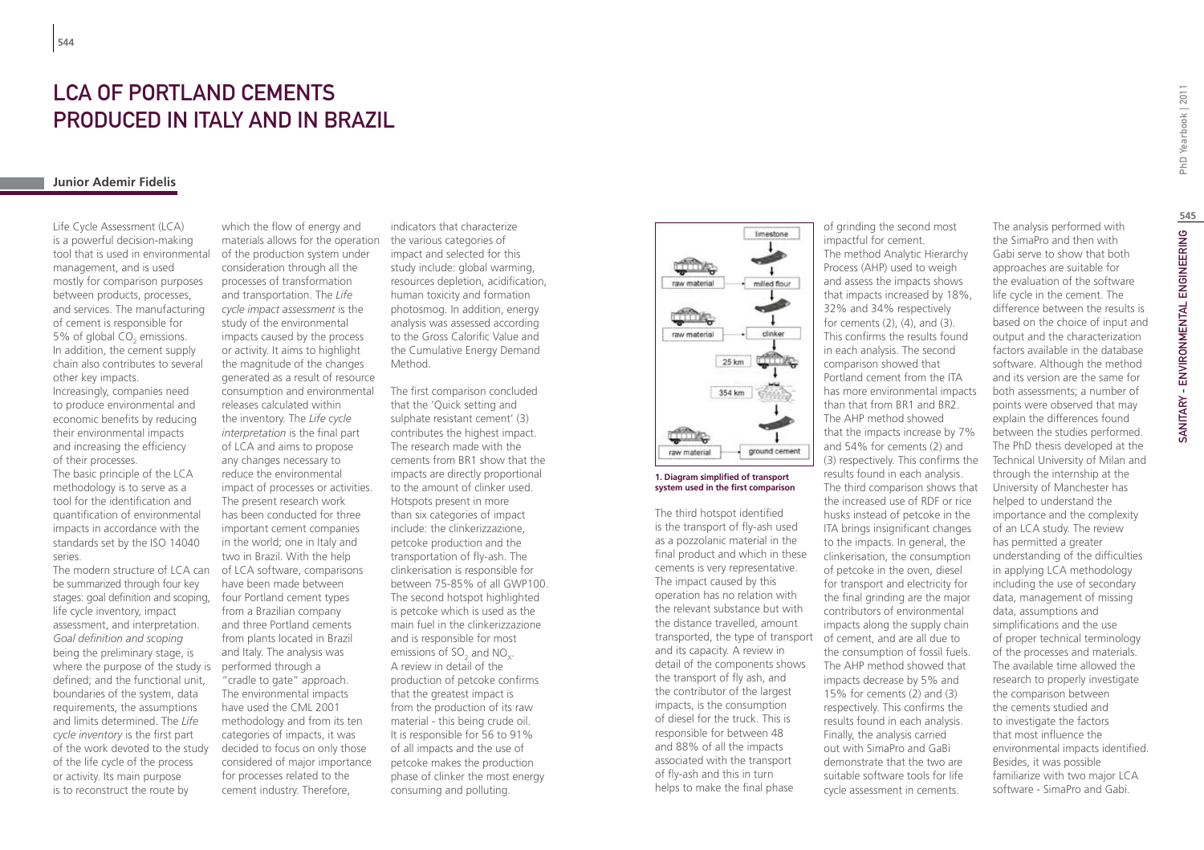# LCA OF PORTLAND CEMENTS PRODUCED IN ITALY AND IN BRAZIL

**Junior Ademir Fidelis**

Life Cycle Assessment (LCA) is a powerful decision-making tool that is used in environmental management, and is used mostly for comparison purposes between products, processes, and services. The manufacturing of cement is responsible for 5% of global $CO_2$ emissions. In addition, the cement supply chain also contributes to several other key impacts.

Increasingly, companies need to produce environmental and economic benefits by reducing their environmental impacts and increasing the efficiency of their processes.

The basic principle of the LCA methodology is to serve as a tool for the identification and quantification of environmental impacts in accordance with the standards set by the ISO 14040 series.

The modern structure of LCA can be summarized through four key stages: goal definition and scoping, life cycle inventory, impact assessment, and interpretation. *Goal definition and scoping* being the preliminary stage, is where the purpose of the study is defined; and the functional unit, boundaries of the system, data requirements, the assumptions and limits determined. The *Life cycle inventory* is the first part of the work devoted to the study of the life cycle of the process or activity. Its main purpose is to reconstruct the route by which the flow of energy and materials allows for the operation of the production system under consideration through all the processes of transformation and transportation. The *Life cycle impact assessment* is the study of the environmental impacts caused by the process or activity. It aims to highlight the magnitude of the changes generated as a result of resource consumption and environmental releases calculated within the inventory. The *Life cycle interpretation* is the final part of LCA and aims to propose any changes necessary to reduce the environmental impact of processes or activities.

The present research work has been conducted for three important cement companies in the world; one in Italy and two in Brazil. With the help of LCA software, comparisons have been made between four Portland cement types from a Brazilian company and three Portland cements from plants located in Brazil and Italy. The analysis was performed through a "cradle to gate" approach. The environmental impacts have used the CML 2001 methodology and from its ten categories of impacts, it was decided to focus on only those considered of major importance for processes related to the cement industry. Therefore, indicators that characterize the various categories of impact and selected for this study include: global warming, resources depletion, acidification, human toxicity and formation photosmog. In addition, energy analysis was assessed according to the Gross Calorific Value and the Cumulative Energy Demand Method.

The first comparison concluded that the 'Quick setting and sulphate resistant cement' (3) contributes the highest impact. The research made with the cements from BR1 show that the impacts are directly proportional to the amount of clinker used. Hotspots present in more than six categories of impact include: the clinkerizzazione, petcoke production and the transportation of fly-ash. The clinkerisation is responsible for between 75-85% of all GWP100. The second hotspot highlighted is petcoke which is used as the main fuel in the clinkerizzazione and is responsible for most emissions of $SO_2$ and $NO_x$. A review in detail of the production of petcoke confirms that the greatest impact is from the production of its raw material - this being crude oil. It is responsible for 56 to 91% of all impacts and the use of petcoke makes the production phase of clinker the most energy consuming and polluting.

**1. Diagram simplified of transport system used in the first comparison**

The third hotspot identified is the transport of fly-ash used as a pozzolanic material in the final product and which in these cements is very representative. The impact caused by this operation has no relation with the relevant substance but with the distance travelled, amount transported, the type of transport and its capacity. A review in detail of the components shows the transport of fly ash, and the contributor of the largest impacts, is the consumption of diesel for the truck. This is responsible for between 48 and 88% of all the impacts associated with the transport of fly-ash and this in turn helps to make the final phase of grinding the second most impactful for cement.

The method Analytic Hierarchy Process (AHP) used to weigh and assess the impacts shows that impacts increased by 18%, 32% and 34% respectively for cements (2), (4), and (3). This confirms the results found in each analysis. The second comparison showed that Portland cement from the ITA has more environmental impacts than that from BR1 and BR2. The AHP method showed that the impacts increase by 7% and 54% for cements (2) and (3) respectively. This confirms the results found in each analysis. The third comparison shows that the increased use of RDF or rice husks instead of petcoke in the ITA brings insignificant changes to the impacts. In general, the clinkerisation, the consumption of petcoke in the oven, diesel for transport and electricity for the final grinding are the major contributors of environmental impacts along the supply chain of cement, and are all due to the consumption of fossil fuels. The AHP method showed that impacts decrease by 5% and 15% for cements (2) and (3) respectively. This confirms the results found in each analysis. Finally, the analysis carried out with SimaPro and GaBi demonstrate that the two are suitable software tools for life cycle assessment in cements.

The analysis performed with the SimaPro and then with Gabi serve to show that both approaches are suitable for the evaluation of the software life cycle in the cement. The difference between the results is based on the choice of input and output and the characterization factors available in the database software. Although the method and its version are the same for both assessments; a number of points were observed that may explain the differences found between the studies performed. The PhD thesis developed at the Technical University of Milan and through the internship at the University of Manchester has helped to understand the importance and the complexity of an LCA study. The review has permitted a greater understanding of the difficulties in applying LCA methodology including the use of secondary data, management of missing data, assumptions and simplifications and the use of proper technical terminology of the processes and materials. The available time allowed the research to properly investigate the comparison between the cements studied and to investigate the factors that most influence the environmental impacts identified. Besides, it was possible familiarize with two major LCA software - SimaPro and Gabi.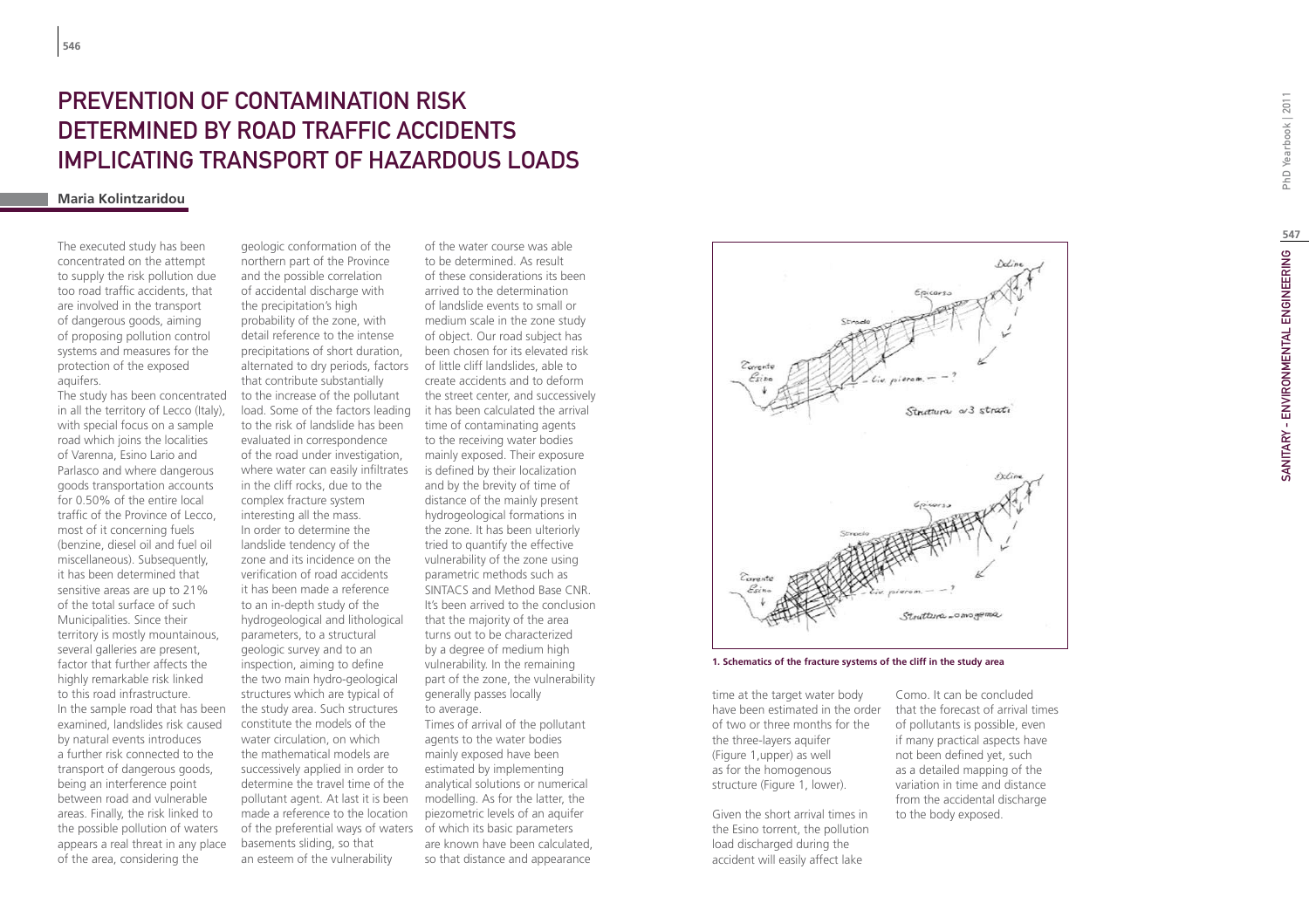# Prevention of Contamination Risk Determined by Road Traffic Accidents Implicating Transport of Hazardous Loads

**Maria Kolintzaridou**

The executed study has been concentrated on the attempt to supply the risk pollution due too road traffic accidents, that are involved in the transport of dangerous goods, aiming of proposing pollution control systems and measures for the protection of the exposed aquifers.

The study has been concentrated in all the territory of Lecco (Italy), with special focus on a sample road which joins the localities of Varenna, Esino Lario and Parlasco and where dangerous goods transportation accounts for 0.50% of the entire local traffic of the Province of Lecco, most of it concerning fuels (benzine, diesel oil and fuel oil miscellaneous). Subsequently, it has been determined that sensitive areas are up to 21% of the total surface of such Municipalities. Since their territory is mostly mountainous, several galleries are present, factor that further affects the highly remarkable risk linked to this road infrastructure.

In the sample road that has been examined, landslides risk caused by natural events introduces a further risk connected to the transport of dangerous goods, being an interference point between road and vulnerable areas. Finally, the risk linked to the possible pollution of waters appears a real threat in any place of the area, considering the geologic conformation of the northern part of the Province and the possible correlation of accidental discharge with the precipitation's high probability of the zone, with detail reference to the intense precipitations of short duration, alternated to dry periods, factors that contribute substantially to the increase of the pollutant load. Some of the factors leading to the risk of landslide has been evaluated in correspondence of the road under investigation, where water can easily infiltrates in the cliff rocks, due to the complex fracture system interesting all the mass.

In order to determine the landslide tendency of the zone and its incidence on the verification of road accidents it has been made a reference to an in-depth study of the hydrogeological and lithological parameters, to a structural geologic survey and to an inspection, aiming to define the two main hydro-geological structures which are typical of the study area. Such structures constitute the models of the water circulation, on which the mathematical models are successively applied in order to determine the travel time of the pollutant agent. At last it is been made a reference to the location of the preferential ways of waters basements sliding, so that an esteem of the vulnerability of the water course was able to be determined. As result of these considerations its been arrived to the determination of landslide events to small or medium scale in the zone study of object. Our road subject has been chosen for its elevated risk of little cliff landslides, able to create accidents and to deform the street center, and successively it has been calculated the arrival time of contaminating agents to the receiving water bodies mainly exposed. Their exposure is defined by their localization and by the brevity of time of distance of the mainly present hydrogeological formations in the zone. It has been ulteriorly tried to quantify the effective vulnerability of the zone using parametric methods such as SINTACS and Method Base CNR. It's been arrived to the conclusion that the majority of the area turns out to be characterized by a degree of medium high vulnerability. In the remaining part of the zone, the vulnerability generally passes locally to average.

Times of arrival of the pollutant agents to the water bodies mainly exposed have been estimated by implementing analytical solutions or numerical modelling. As for the latter, the piezometric levels of an aquifer of which its basic parameters are known have been calculated, so that distance and appearance time at the target water body have been estimated in the order of two or three months for the the three-layers aquifer (Figure 1,upper) as well as for the homogenous structure (Figure 1, lower).

**1. Schematics of the fracture systems of the cliff in the study area**

Given the short arrival times in the Esino torrent, the pollution load discharged during the accident will easily affect lake Como. It can be concluded that the forecast of arrival times of pollutants is possible, even if many practical aspects have not been defined yet, such as a detailed mapping of the variation in time and distance from the accidental discharge to the body exposed.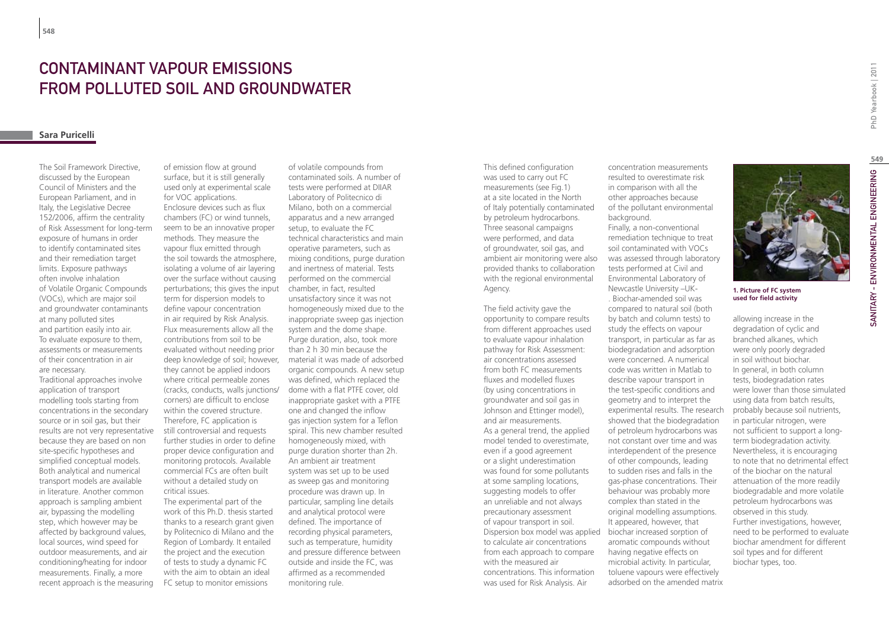# CONTAMINANT VAPOUR EMISSIONS FROM POLLUTED SOIL AND GROUNDWATER

**Sara Puricelli**

The Soil Framework Directive, discussed by the European Council of Ministers and the European Parliament, and in Italy, the Legislative Decree 152/2006, affirm the centrality of Risk Assessment for long-term exposure of humans in order to identify contaminated sites and their remediation target limits. Exposure pathways often involve inhalation of Volatile Organic Compounds (VOCs), which are major soil and groundwater contaminants at many polluted sites and partition easily into air. To evaluate exposure to them, assessments or measurements of their concentration in air are necessary.

Traditional approaches involve application of transport modelling tools starting from concentrations in the secondary source or in soil gas, but their results are not very representative because they are based on non site-specific hypotheses and simplified conceptual models. Both analytical and numerical transport models are available in literature. Another common approach is sampling ambient air, bypassing the modelling step, which however may be affected by background values, local sources, wind speed for outdoor measurements, and air conditioning/heating for indoor measurements. Finally, a more recent approach is the measuring of emission flow at ground surface, but it is still generally used only at experimental scale for VOC applications.

Enclosure devices such as flux chambers (FC) or wind tunnels, seem to be an innovative proper methods. They measure the vapour flux emitted through the soil towards the atmosphere, isolating a volume of air layering over the surface without causing perturbations; this gives the input term for dispersion models to define vapour concentration in air required by Risk Analysis. Flux measurements allow all the contributions from soil to be evaluated without needing prior deep knowledge of soil; however, they cannot be applied indoors where critical permeable zones (cracks, conducts, walls junctions/corners) are difficult to enclose within the covered structure. Therefore, FC application is still controversial and requests further studies in order to define proper device configuration and monitoring protocols. Available commercial FCs are often built without a detailed study on critical issues.

The experimental part of the work of this Ph.D. thesis started thanks to a research grant given by Politecnico di Milano and the Region of Lombardy. It entailed the project and the execution of tests to study a dynamic FC with the aim to obtain an ideal FC setup to monitor emissions of volatile compounds from contaminated soils. A number of tests were performed at DIIAR Laboratory of Politecnico di Milano, both on a commercial apparatus and a new arranged setup, to evaluate the FC technical characteristics and main operative parameters, such as mixing conditions, purge duration and inertness of material. Tests performed on the commercial chamber, in fact, resulted unsatisfactory since it was not homogeneously mixed due to the inappropriate sweep gas injection system and the dome shape. Purge duration, also, took more than 2 h 30 min because the material it was made of adsorbed organic compounds. A new setup was defined, which replaced the dome with a flat PTFE cover, old inappropriate gasket with a PTFE one and changed the inflow gas injection system for a Teflon spiral. This new chamber resulted homogeneously mixed, with purge duration shorter than 2h. An ambient air treatment system was set up to be used as sweep gas and monitoring procedure was drawn up. In particular, sampling line details and analytical protocol were defined. The importance of recording physical parameters, such as temperature, humidity and pressure difference between outside and inside the FC, was affirmed as a recommended monitoring rule.

This defined configuration was used to carry out FC measurements (see Fig.1) at a site located in the North of Italy potentially contaminated by petroleum hydrocarbons. Three seasonal campaigns were performed, and data of groundwater, soil gas, and ambient air monitoring were also provided thanks to collaboration with the regional environmental Agency.

The field activity gave the opportunity to compare results from different approaches used to evaluate vapour inhalation pathway for Risk Assessment: air concentrations assessed from both FC measurements fluxes and modelled fluxes (by using concentrations in groundwater and soil gas in Johnson and Ettinger model), and air measurements.

As a general trend, the applied model tended to overestimate, even if a good agreement or a slight underestimation was found for some pollutants at some sampling locations, suggesting models to offer an unreliable and not always precautionary assessment of vapour transport in soil. Dispersion box model was applied to calculate air concentrations from each approach to compare with the measured air concentrations. This information was used for Risk Analysis. Air concentration measurements resulted to overestimate risk in comparison with all the other approaches because of the pollutant environmental background.

Finally, a non-conventional remediation technique to treat soil contaminated with VOCs was assessed through laboratory tests performed at Civil and Environmental Laboratory of Newcastle University –UK-. Biochar-amended soil was compared to natural soil (both by batch and column tests) to study the effects on vapour transport, in particular as far as biodegradation and adsorption were concerned. A numerical code was written in Matlab to describe vapour transport in the test-specific conditions and geometry and to interpret the experimental results. The research showed that the biodegradation of petroleum hydrocarbons was not constant over time and was interdependent of the presence of other compounds, leading to sudden rises and falls in the gas-phase concentrations. Their behaviour was probably more complex than stated in the original modelling assumptions. It appeared, however, that biochar increased sorption of aromatic compounds without having negative effects on microbial activity. In particular, toluene vapours were effectively adsorbed on the amended matrix allowing increase in the degradation of cyclic and branched alkanes, which were only poorly degraded in soil without biochar.

In general, in both column tests, biodegradation rates were lower than those simulated using data from batch results, probably because soil nutrients, in particular nitrogen, were not sufficient to support a long-term biodegradation activity. Nevertheless, it is encouraging to note that no detrimental effect of the biochar on the natural attenuation of the more readily biodegradable and more volatile petroleum hydrocarbons was observed in this study. Further investigations, however, need to be performed to evaluate biochar amendment for different soil types and for different biochar types, too.

**1. Picture of FC system used for field activity**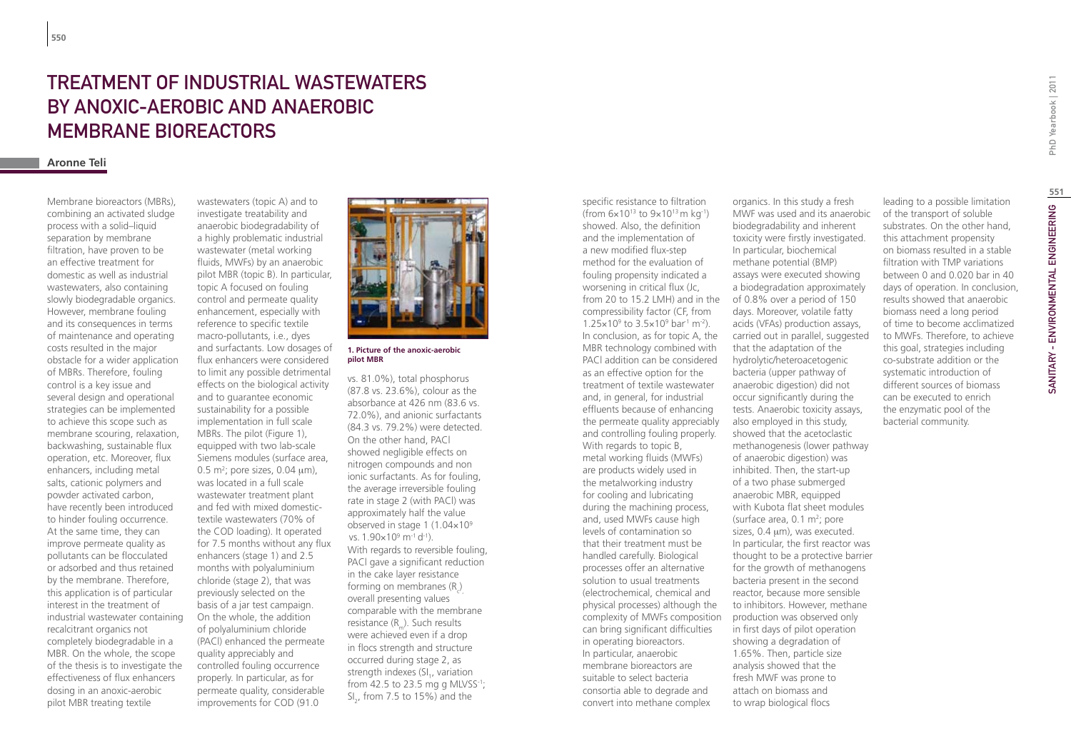# Treatment of Industrial Wastewaters by Anoxic-Aerobic and Anaerobic Membrane Bioreactors

**Aronne Teli**

Membrane bioreactors (MBRs), combining an activated sludge process with a solid–liquid separation by membrane filtration, have proven to be an effective treatment for domestic as well as industrial wastewaters, also containing slowly biodegradable organics. However, membrane fouling and its consequences in terms of maintenance and operating costs resulted in the major obstacle for a wider application of MBRs. Therefore, fouling control is a key issue and several design and operational strategies can be implemented to achieve this scope such as membrane scouring, relaxation, backwashing, sustainable flux operation, etc. Moreover, flux enhancers, including metal salts, cationic polymers and powder activated carbon, have recently been introduced to hinder fouling occurrence. At the same time, they can improve permeate quality as pollutants can be flocculated or adsorbed and thus retained by the membrane. Therefore, this application is of particular interest in the treatment of industrial wastewater containing recalcitrant organics not completely biodegradable in a MBR. On the whole, the scope of the thesis is to investigate the effectiveness of flux enhancers dosing in an anoxic-aerobic pilot MBR treating textile wastewaters (topic A) and to investigate treatability and anaerobic biodegradability of a highly problematic industrial wastewater (metal working fluids, MWFs) by an anaerobic pilot MBR (topic B). In particular, topic A focused on fouling control and permeate quality enhancement, especially with reference to specific textile macro-pollutants, i.e., dyes and surfactants. Low dosages of flux enhancers were considered to limit any possible detrimental effects on the biological activity and to guarantee economic sustainability for a possible implementation in full scale MBRs. The pilot (Figure 1), equipped with two lab-scale Siemens modules (surface area, 0.5 m$^2$; pore sizes, 0.04 μm), was located in a full scale wastewater treatment plant and fed with mixed domestic-textile wastewaters (70% of the COD loading). It operated for 7.5 months without any flux enhancers (stage 1) and 2.5 months with polyaluminium chloride (stage 2), that was previously selected on the basis of a jar test campaign. On the whole, the addition of polyaluminium chloride (PACl) enhanced the permeate quality appreciably and controlled fouling occurrence properly. In particular, as for permeate quality, considerable improvements for COD (91.0 vs. 81.0%), total phosphorus (87.8 vs. 23.6%), colour as the absorbance at 426 nm (83.6 vs. 72.0%), and anionic surfactants (84.3 vs. 79.2%) were detected. On the other hand, PACl showed negligible effects on nitrogen compounds and non ionic surfactants. As for fouling, the average irreversible fouling rate in stage 2 (with PACl) was approximately half the value observed in stage 1 ($1.04\times10^9$ vs. $1.90\times10^9$ m$^{-1}$ d$^{-1}$). With regards to reversible fouling, PACl gave a significant reduction in the cake layer resistance forming on membranes ($R_c$) overall presenting values comparable with the membrane resistance ($R_m$). Such results were achieved even if a drop in flocs strength and structure occurred during stage 2, as strength indexes ($SI_1$, variation from 42.5 to 23.5 mg g MLVSS$^{-1}$; $SI_2$, from 7.5 to 15%) and the specific resistance to filtration (from $6\times10^{13}$ to $9\times10^{13}$ m kg$^{-1}$) showed. Also, the definition and the implementation of a new modified flux-step method for the evaluation of fouling propensity indicated a worsening in critical flux (Jc, from 20 to 15.2 LMH) and in the compressibility factor (CF, from $1.25\times10^9$ to $3.5\times10^9$ bar$^{-1}$ m$^{-2}$). In conclusion, as for topic A, the MBR technology combined with PACl addition can be considered as an effective option for the treatment of textile wastewater and, in general, for industrial effluents because of enhancing the permeate quality appreciably and controlling fouling properly. With regards to topic B, metal working fluids (MWFs) are products widely used in the metalworking industry for cooling and lubricating during the machining process, and, used MWFs cause high levels of contamination so that their treatment must be handled carefully. Biological processes offer an alternative solution to usual treatments (electrochemical, chemical and physical processes) although the complexity of MWFs composition can bring significant difficulties in operating bioreactors. In particular, anaerobic membrane bioreactors are suitable to select bacteria consortia able to degrade and convert into methane complex organics. In this study a fresh MWF was used and its anaerobic biodegradability and inherent toxicity were firstly investigated. In particular, biochemical methane potential (BMP) assays were executed showing a biodegradation approximately of 0.8% over a period of 150 days. Moreover, volatile fatty acids (VFAs) production assays, carried out in parallel, suggested that the adaptation of the hydrolytic/heteroacetogenic bacteria (upper pathway of anaerobic digestion) did not occur significantly during the tests. Anaerobic toxicity assays, also employed in this study, showed that the acetoclastic methanogenesis (lower pathway of anaerobic digestion) was inhibited. Then, the start-up of a two phase submerged anaerobic MBR, equipped with Kubota flat sheet modules (surface area, 0.1 m$^2$; pore sizes, 0.4 μm), was executed. In particular, the first reactor was thought to be a protective barrier for the growth of methanogens bacteria present in the second reactor, because more sensible to inhibitors. However, methane production was observed only in first days of pilot operation showing a degradation of 1.65%. Then, particle size analysis showed that the fresh MWF was prone to attach on biomass and to wrap biological flocs leading to a possible limitation of the transport of soluble substrates. On the other hand, this attachment propensity on biomass resulted in a stable filtration with TMP variations between 0 and 0.020 bar in 40 days of operation. In conclusion, results showed that anaerobic biomass need a long period of time to become acclimatized to MWFs. Therefore, to achieve this goal, strategies including co-substrate addition or the systematic introduction of different sources of biomass can be executed to enrich the enzymatic pool of the bacterial community.

1. Picture of the anoxic-aerobic pilot MBR